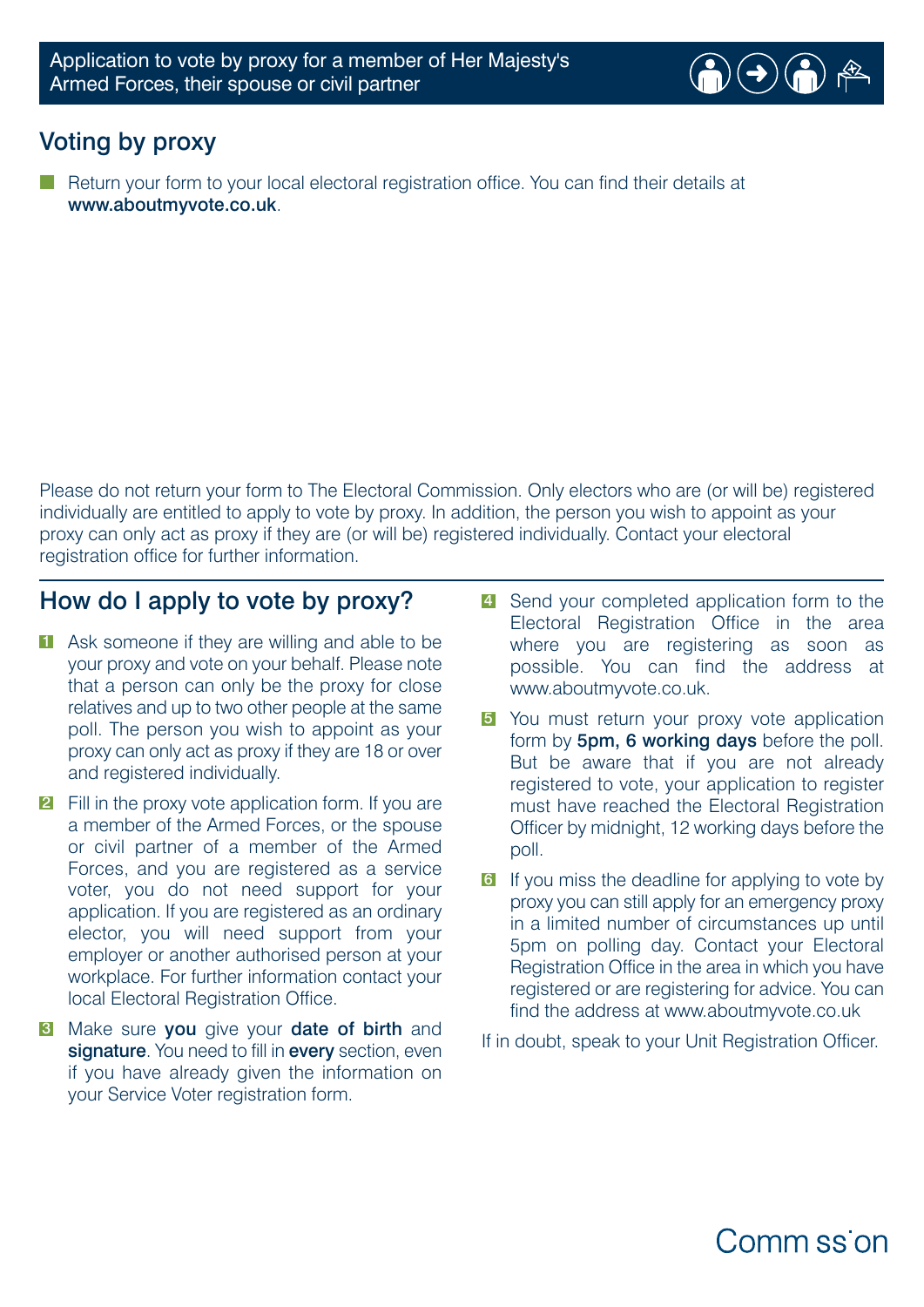Application to vote by proxy for a member of Her Majesty's Armed Forces, their spouse or civil partner

## Voting by proxy

- Return your form to your local electoral registration office. You can find their details at **www.aboutmyvote.co.uk**.

Please do not return your form to The Electoral Commission. Only electors who are (or will be) registered individually are entitled to apply to vote by proxy. In addition, the person you wish to appoint as your proxy can only act as proxy if they are (or will be) registered individually. Contact your electoral registration office for further information.

## How do I apply to vote by proxy?

1. Ask someone if they are willing and able to be your proxy and vote on your behalf. Please note that a person can only be the proxy for close relatives and up to two other people at the same poll. The person you wish to appoint as your proxy can only act as proxy if they are 18 or over and registered individually.
2. Fill in the proxy vote application form. If you are a member of the Armed Forces, or the spouse or civil partner of a member of the Armed Forces, and you are registered as a service voter, you do not need support for your application. If you are registered as an ordinary elector, you will need support from your employer or another authorised person at your workplace. For further information contact your local Electoral Registration Office.
3. Make sure **you** give your **date of birth** and **signature**. You need to fill in **every** section, even if you have already given the information on your Service Voter registration form.
4. Send your completed application form to the Electoral Registration Office in the area where you are registering as soon as possible. You can find the address at www.aboutmyvote.co.uk.
5. You must return your proxy vote application form by **5pm, 6 working days** before the poll. But be aware that if you are not already registered to vote, your application to register must have reached the Electoral Registration Officer by midnight, 12 working days before the poll.
6. If you miss the deadline for applying to vote by proxy you can still apply for an emergency proxy in a limited number of circumstances up until 5pm on polling day. Contact your Electoral Registration Office in the area in which you have registered or are registering for advice. You can find the address at www.aboutmyvote.co.uk

If in doubt, speak to your Unit Registration Officer.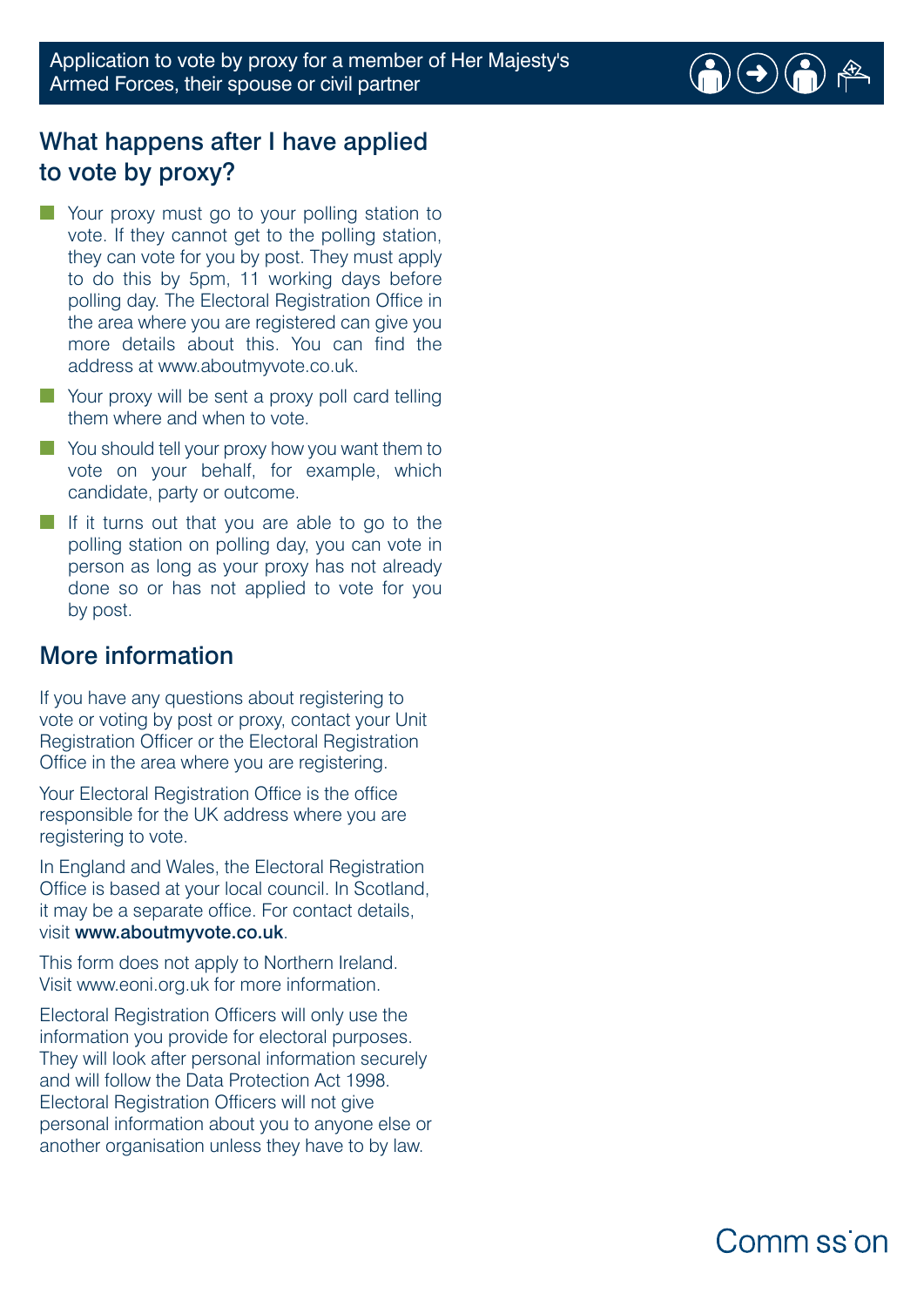## What happens after I have applied to vote by proxy?

- Your proxy must go to your polling station to vote. If they cannot get to the polling station, they can vote for you by post. They must apply to do this by 5pm, 11 working days before polling day. The Electoral Registration Office in the area where you are registered can give you more details about this. You can find the address at www.aboutmyvote.co.uk.
- Your proxy will be sent a proxy poll card telling them where and when to vote.
- You should tell your proxy how you want them to vote on your behalf, for example, which candidate, party or outcome.
- If it turns out that you are able to go to the polling station on polling day, you can vote in person as long as your proxy has not already done so or has not applied to vote for you by post.

## More information

If you have any questions about registering to vote or voting by post or proxy, contact your Unit Registration Officer or the Electoral Registration Office in the area where you are registering.

Your Electoral Registration Office is the office responsible for the UK address where you are registering to vote.

In England and Wales, the Electoral Registration Office is based at your local council. In Scotland, it may be a separate office. For contact details, visit **www.aboutmyvote.co.uk**.

This form does not apply to Northern Ireland. Visit www.eoni.org.uk for more information.

Electoral Registration Officers will only use the information you provide for electoral purposes. They will look after personal information securely and will follow the Data Protection Act 1998. Electoral Registration Officers will not give personal information about you to anyone else or another organisation unless they have to by law.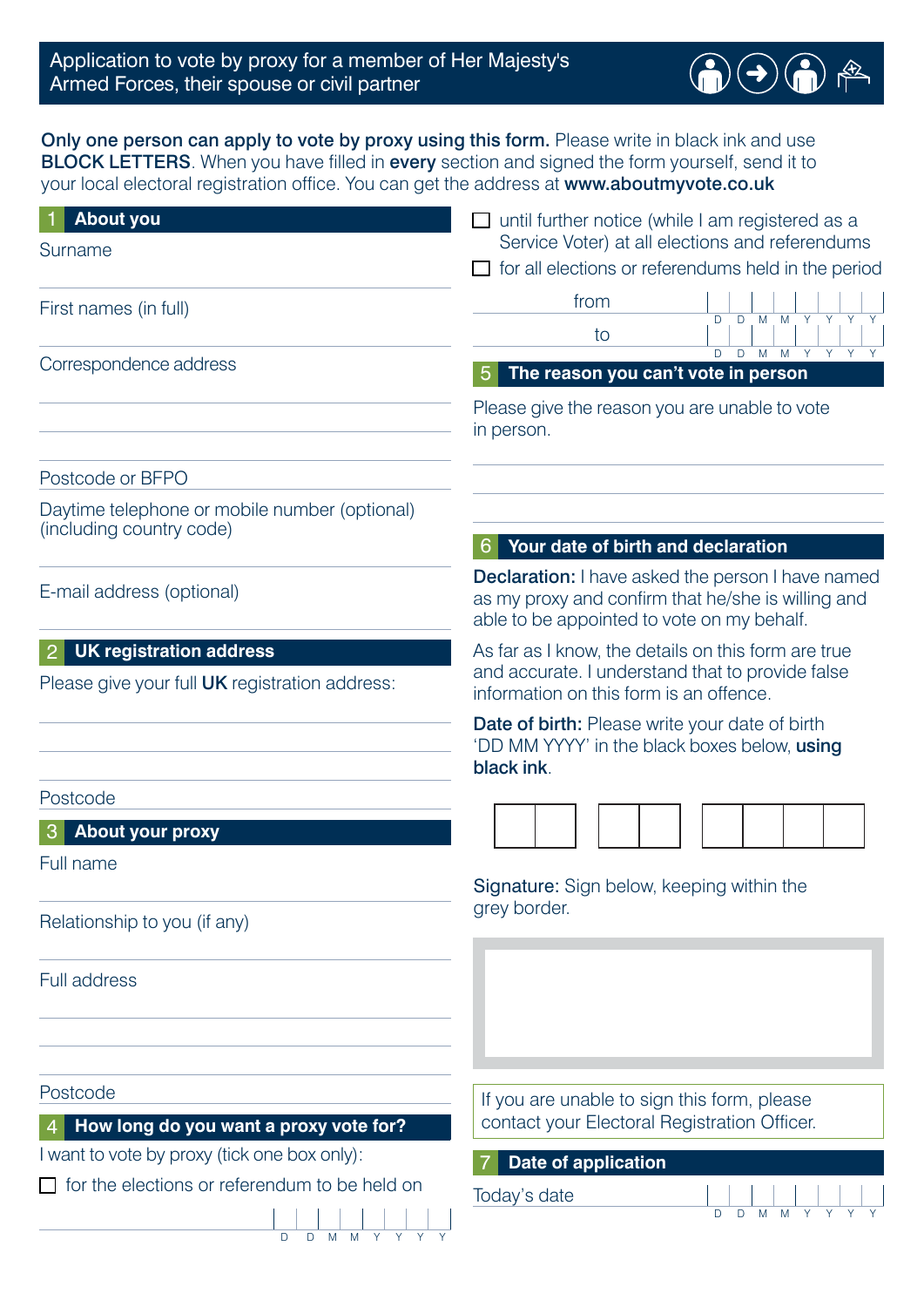# Application to vote by proxy for a member of Her Majesty's Armed Forces, their spouse or civil partner

**Only one person can apply to vote by proxy using this form.** Please write in black ink and use **BLOCK LETTERS**. When you have filled in **every** section and signed the form yourself, send it to your local electoral registration office. You can get the address at **www.aboutmyvote.co.uk**

## 1 About you

Surname

First names (in full)

Correspondence address

Postcode or BFPO

Daytime telephone or mobile number (optional) (including country code)

E-mail address (optional)

## 2 UK registration address

Please give your full **UK** registration address:

Postcode

## 3 About your proxy

Full name

Relationship to you (if any)

Full address

Postcode

## 4 How long do you want a proxy vote for?

I want to vote by proxy (tick one box only):

- ☐ for the elections or referendum to be held on D D M M Y Y Y Y
- ☐ until further notice (while I am registered as a Service Voter) at all elections and referendums
- ☐ for all elections or referendums held in the period

from D D M M Y Y Y Y

to D D M M Y Y Y Y

## 5 The reason you can't vote in person

Please give the reason you are unable to vote in person.

## 6 Your date of birth and declaration

**Declaration:** I have asked the person I have named as my proxy and confirm that he/she is willing and able to be appointed to vote on my behalf.

As far as I know, the details on this form are true and accurate. I understand that to provide false information on this form is an offence.

**Date of birth:** Please write your date of birth 'DD MM YYYY' in the black boxes below, **using black ink**.

**Signature:** Sign below, keeping within the grey border.

If you are unable to sign this form, please contact your Electoral Registration Officer.

## 7 Date of application

Today's date D D M M Y Y Y Y